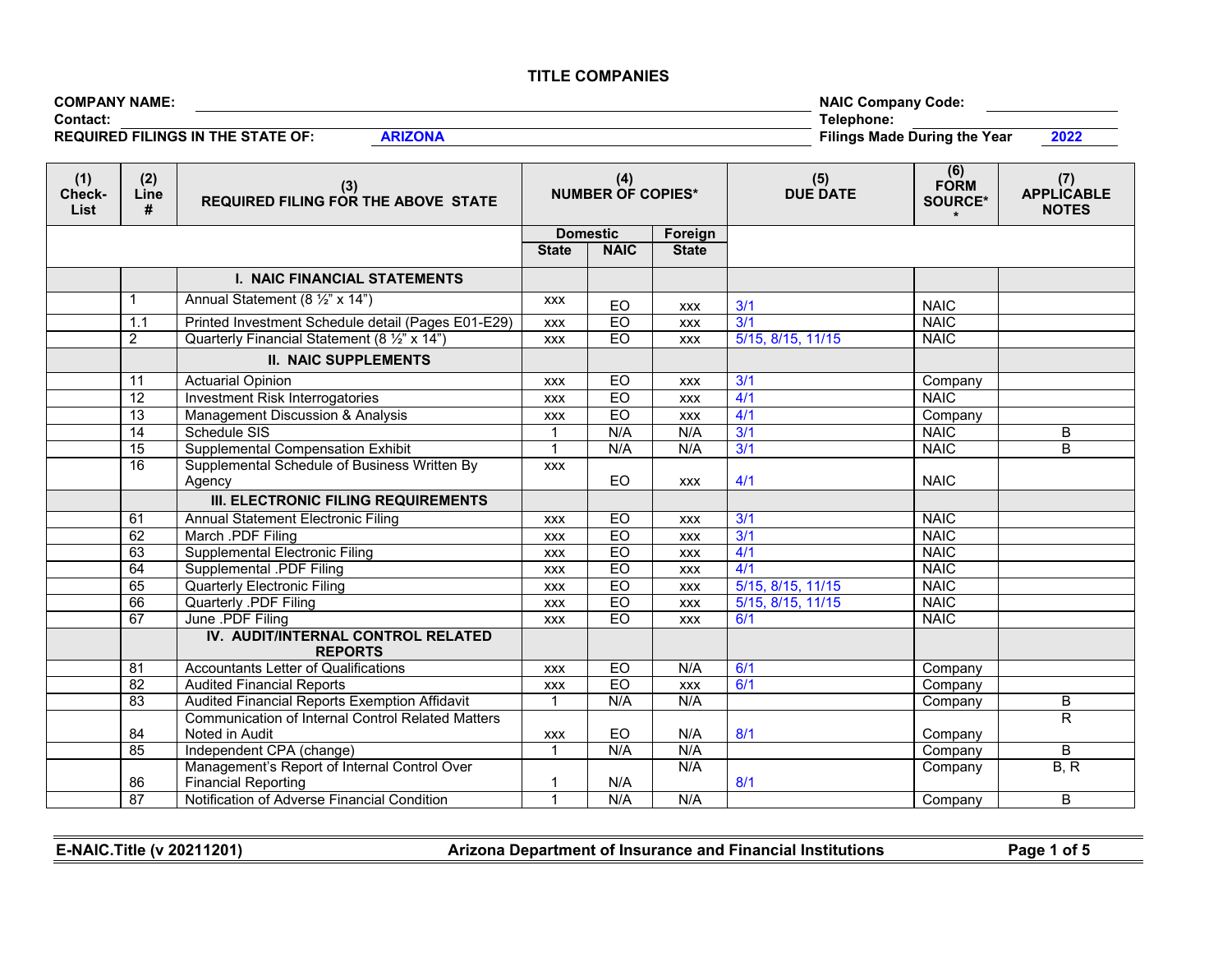# TITLE COMPANIES

**COMPANY NAME:** ____________________ **NAIC Company Code:** ____________

**Contact:** ____________________ **Telephone:** ____________

**REQUIRED FILINGS IN THE STATE OF:** **ARIZONA** **Filings Made During the Year** **2022**

| (1) Check-List | (2) Line # | (3) REQUIRED FILING FOR THE ABOVE STATE | (4) NUMBER OF COPIES* | | | (5) DUE DATE | (6) FORM SOURCE** | (7) APPLICABLE NOTES |
|---|---|---|---|---|---|---|---|---|
| | | | Domestic | | Foreign | | | |
| | | | State | NAIC | State | | | |
| | | **I. NAIC FINANCIAL STATEMENTS** | | | | | | |
| | 1 | Annual Statement (8 ½" x 14") | xxx | EO | xxx | 3/1 | NAIC | |
| | 1.1 | Printed Investment Schedule detail (Pages E01-E29) | xxx | EO | xxx | 3/1 | NAIC | |
| | 2 | Quarterly Financial Statement (8 ½" x 14") | xxx | EO | xxx | 5/15, 8/15, 11/15 | NAIC | |
| | | **II. NAIC SUPPLEMENTS** | | | | | | |
| | 11 | Actuarial Opinion | xxx | EO | xxx | 3/1 | Company | |
| | 12 | Investment Risk Interrogatories | xxx | EO | xxx | 4/1 | NAIC | |
| | 13 | Management Discussion & Analysis | xxx | EO | xxx | 4/1 | Company | |
| | 14 | Schedule SIS | 1 | N/A | N/A | 3/1 | NAIC | B |
| | 15 | Supplemental Compensation Exhibit | 1 | N/A | N/A | 3/1 | NAIC | B |
| | 16 | Supplemental Schedule of Business Written By Agency | xxx | EO | xxx | 4/1 | NAIC | |
| | | **III. ELECTRONIC FILING REQUIREMENTS** | | | | | | |
| | 61 | Annual Statement Electronic Filing | xxx | EO | xxx | 3/1 | NAIC | |
| | 62 | March .PDF Filing | xxx | EO | xxx | 3/1 | NAIC | |
| | 63 | Supplemental Electronic Filing | xxx | EO | xxx | 4/1 | NAIC | |
| | 64 | Supplemental .PDF Filing | xxx | EO | xxx | 4/1 | NAIC | |
| | 65 | Quarterly Electronic Filing | xxx | EO | xxx | 5/15, 8/15, 11/15 | NAIC | |
| | 66 | Quarterly .PDF Filing | xxx | EO | xxx | 5/15, 8/15, 11/15 | NAIC | |
| | 67 | June .PDF Filing | xxx | EO | xxx | 6/1 | NAIC | |
| | | **IV. AUDIT/INTERNAL CONTROL RELATED REPORTS** | | | | | | |
| | 81 | Accountants Letter of Qualifications | xxx | EO | N/A | 6/1 | Company | |
| | 82 | Audited Financial Reports | xxx | EO | xxx | 6/1 | Company | |
| | 83 | Audited Financial Reports Exemption Affidavit | 1 | N/A | N/A | | Company | B |
| | 84 | Communication of Internal Control Related Matters Noted in Audit | xxx | EO | N/A | 8/1 | Company | R |
| | 85 | Independent CPA (change) | 1 | N/A | N/A | | Company | B |
| | 86 | Management's Report of Internal Control Over Financial Reporting | 1 | N/A | N/A | 8/1 | Company | B, R |
| | 87 | Notification of Adverse Financial Condition | 1 | N/A | N/A | | Company | B |

E-NAIC.Title (v 20211201) Arizona Department of Insurance and Financial Institutions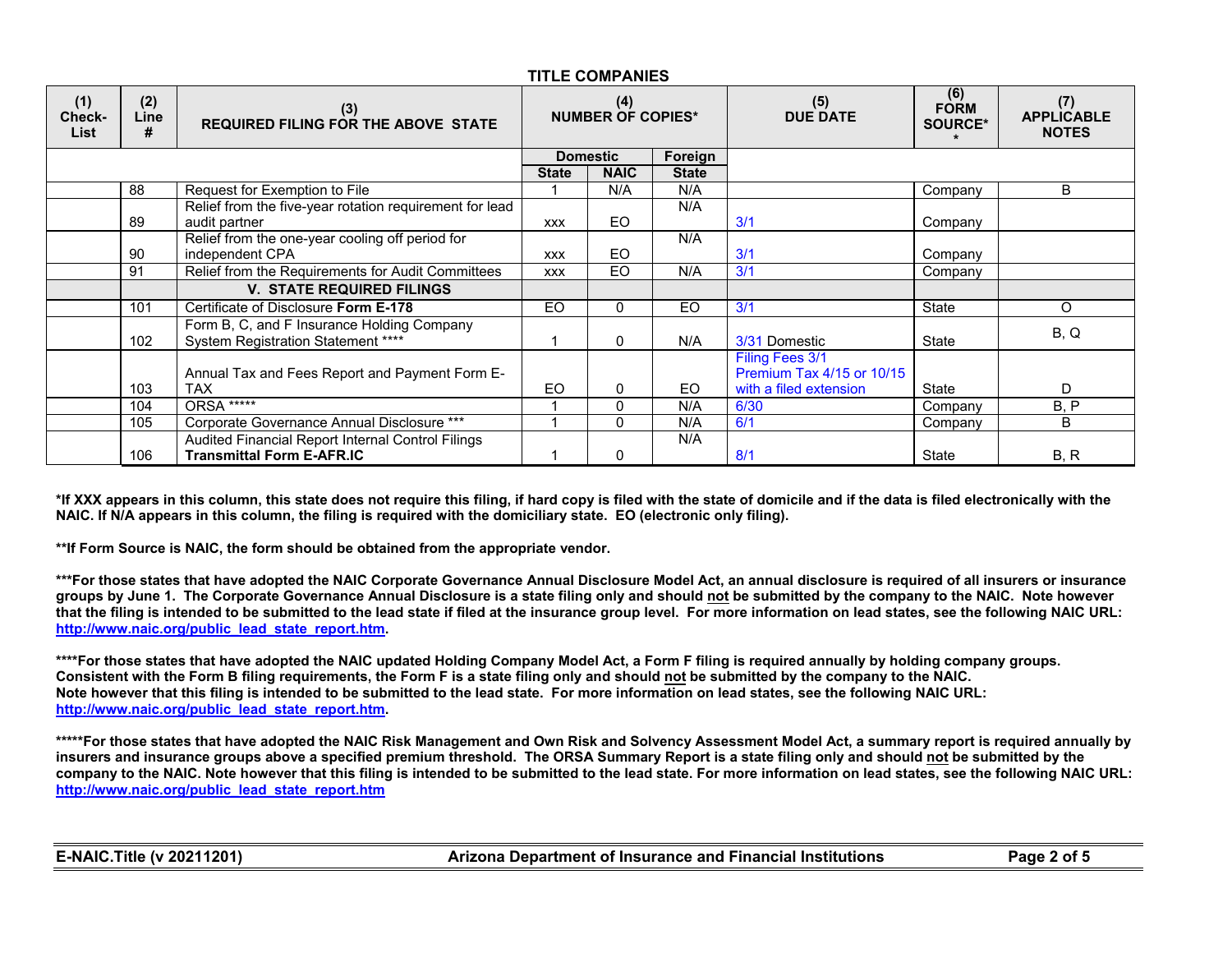## TITLE COMPANIES

| (1) Check-List | (2) Line # | (3) REQUIRED FILING FOR THE ABOVE STATE | (4) NUMBER OF COPIES* | | | (5) DUE DATE | (6) FORM SOURCE** | (7) APPLICABLE NOTES |
|---|---|---|---|---|---|---|---|---|
| | | | Domestic | | Foreign | | | |
| | | | State | NAIC | State | | | |
| | 88 | Request for Exemption to File | 1 | N/A | N/A | | Company | B |
| | 89 | Relief from the five-year rotation requirement for lead audit partner | xxx | EO | N/A | 3/1 | Company | |
| | 90 | Relief from the one-year cooling off period for independent CPA | xxx | EO | N/A | 3/1 | Company | |
| | 91 | Relief from the Requirements for Audit Committees | xxx | EO | N/A | 3/1 | Company | |
| | | **V. STATE REQUIRED FILINGS** | | | | | | |
| | 101 | Certificate of Disclosure **Form E-178** | EO | 0 | EO | 3/1 | State | O |
| | 102 | Form B, C, and F Insurance Holding Company System Registration Statement **** | 1 | 0 | N/A | 3/31 Domestic | State | B, Q |
| | 103 | Annual Tax and Fees Report and Payment Form E-TAX | EO | 0 | EO | Filing Fees 3/1 Premium Tax 4/15 or 10/15 with a filed extension | State | D |
| | 104 | ORSA ***** | 1 | 0 | N/A | 6/30 | Company | B, P |
| | 105 | Corporate Governance Annual Disclosure *** | 1 | 0 | N/A | 6/1 | Company | B |
| | 106 | Audited Financial Report Internal Control Filings **Transmittal Form E-AFR.IC** | 1 | 0 | N/A | 8/1 | State | B, R |

**\*If XXX appears in this column, this state does not require this filing, if hard copy is filed with the state of domicile and if the data is filed electronically with the NAIC. If N/A appears in this column, the filing is required with the domiciliary state. EO (electronic only filing).**

**\*\*If Form Source is NAIC, the form should be obtained from the appropriate vendor.**

**\*\*\*For those states that have adopted the NAIC Corporate Governance Annual Disclosure Model Act, an annual disclosure is required of all insurers or insurance groups by June 1. The Corporate Governance Annual Disclosure is a state filing only and should not be submitted by the company to the NAIC. Note however that the filing is intended to be submitted to the lead state if filed at the insurance group level. For more information on lead states, see the following NAIC URL: http://www.naic.org/public_lead_state_report.htm.**

**\*\*\*\*For those states that have adopted the NAIC updated Holding Company Model Act, a Form F filing is required annually by holding company groups. Consistent with the Form B filing requirements, the Form F is a state filing only and should not be submitted by the company to the NAIC. Note however that this filing is intended to be submitted to the lead state. For more information on lead states, see the following NAIC URL: http://www.naic.org/public_lead_state_report.htm.**

**\*\*\*\*\*For those states that have adopted the NAIC Risk Management and Own Risk and Solvency Assessment Model Act, a summary report is required annually by insurers and insurance groups above a specified premium threshold. The ORSA Summary Report is a state filing only and should not be submitted by the company to the NAIC. Note however that this filing is intended to be submitted to the lead state. For more information on lead states, see the following NAIC URL: http://www.naic.org/public_lead_state_report.htm**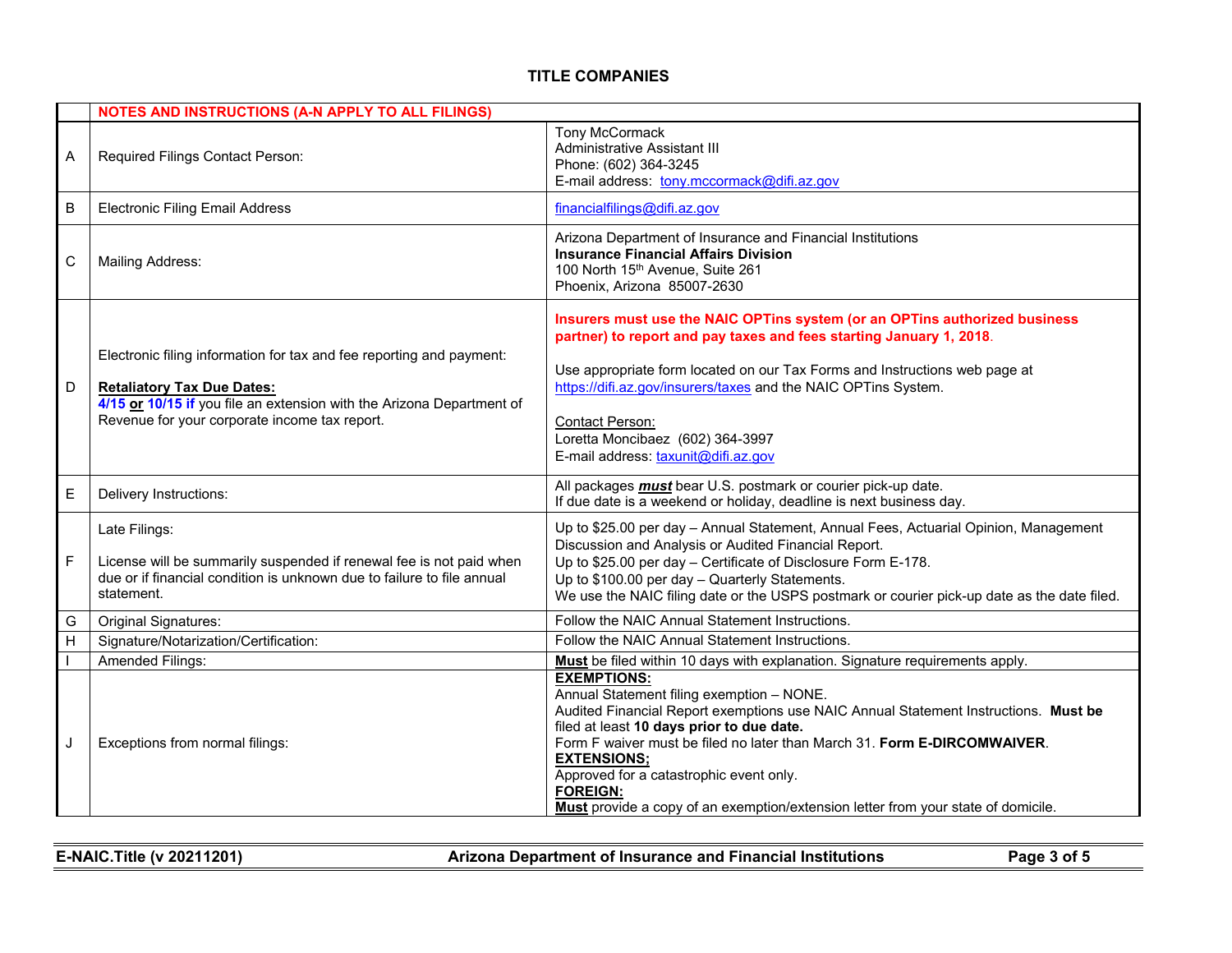## TITLE COMPANIES

| | NOTES AND INSTRUCTIONS (A-N APPLY TO ALL FILINGS) | |
|---|---|---|
| A | Required Filings Contact Person: | Tony McCormack<br>Administrative Assistant III<br>Phone: (602) 364-3245<br>E-mail address: tony.mccormack@difi.az.gov |
| B | Electronic Filing Email Address | financialfilings@difi.az.gov |
| C | Mailing Address: | Arizona Department of Insurance and Financial Institutions<br>**Insurance Financial Affairs Division**<br>100 North 15th Avenue, Suite 261<br>Phoenix, Arizona 85007-2630 |
| D | Electronic filing information for tax and fee reporting and payment:<br><br>**Retaliatory Tax Due Dates:**<br>**4/15 or 10/15 if** you file an extension with the Arizona Department of Revenue for your corporate income tax report. | **Insurers must use the NAIC OPTins system (or an OPTins authorized business partner) to report and pay taxes and fees starting January 1, 2018.**<br><br>Use appropriate form located on our Tax Forms and Instructions web page at https://difi.az.gov/insurers/taxes and the NAIC OPTins System.<br><br>Contact Person:<br>Loretta Moncibaez (602) 364-3997<br>E-mail address: taxunit@difi.az.gov |
| E | Delivery Instructions: | All packages ***must*** bear U.S. postmark or courier pick-up date.<br>If due date is a weekend or holiday, deadline is next business day. |
| F | Late Filings:<br><br>License will be summarily suspended if renewal fee is not paid when due or if financial condition is unknown due to failure to file annual statement. | Up to $25.00 per day – Annual Statement, Annual Fees, Actuarial Opinion, Management Discussion and Analysis or Audited Financial Report.<br>Up to $25.00 per day – Certificate of Disclosure Form E-178.<br>Up to $100.00 per day – Quarterly Statements.<br>We use the NAIC filing date or the USPS postmark or courier pick-up date as the date filed. |
| G | Original Signatures: | Follow the NAIC Annual Statement Instructions. |
| H | Signature/Notarization/Certification: | Follow the NAIC Annual Statement Instructions. |
| I | Amended Filings: | **Must** be filed within 10 days with explanation. Signature requirements apply. |
| J | Exceptions from normal filings: | **EXEMPTIONS:**<br>Annual Statement filing exemption – NONE.<br>Audited Financial Report exemptions use NAIC Annual Statement Instructions. **Must be** filed at least **10 days prior to due date.**<br>Form F waiver must be filed no later than March 31. **Form E-DIRCOMWAIVER**.<br>**EXTENSIONS;**<br>Approved for a catastrophic event only.<br>**FOREIGN:**<br>**Must** provide a copy of an exemption/extension letter from your state of domicile. |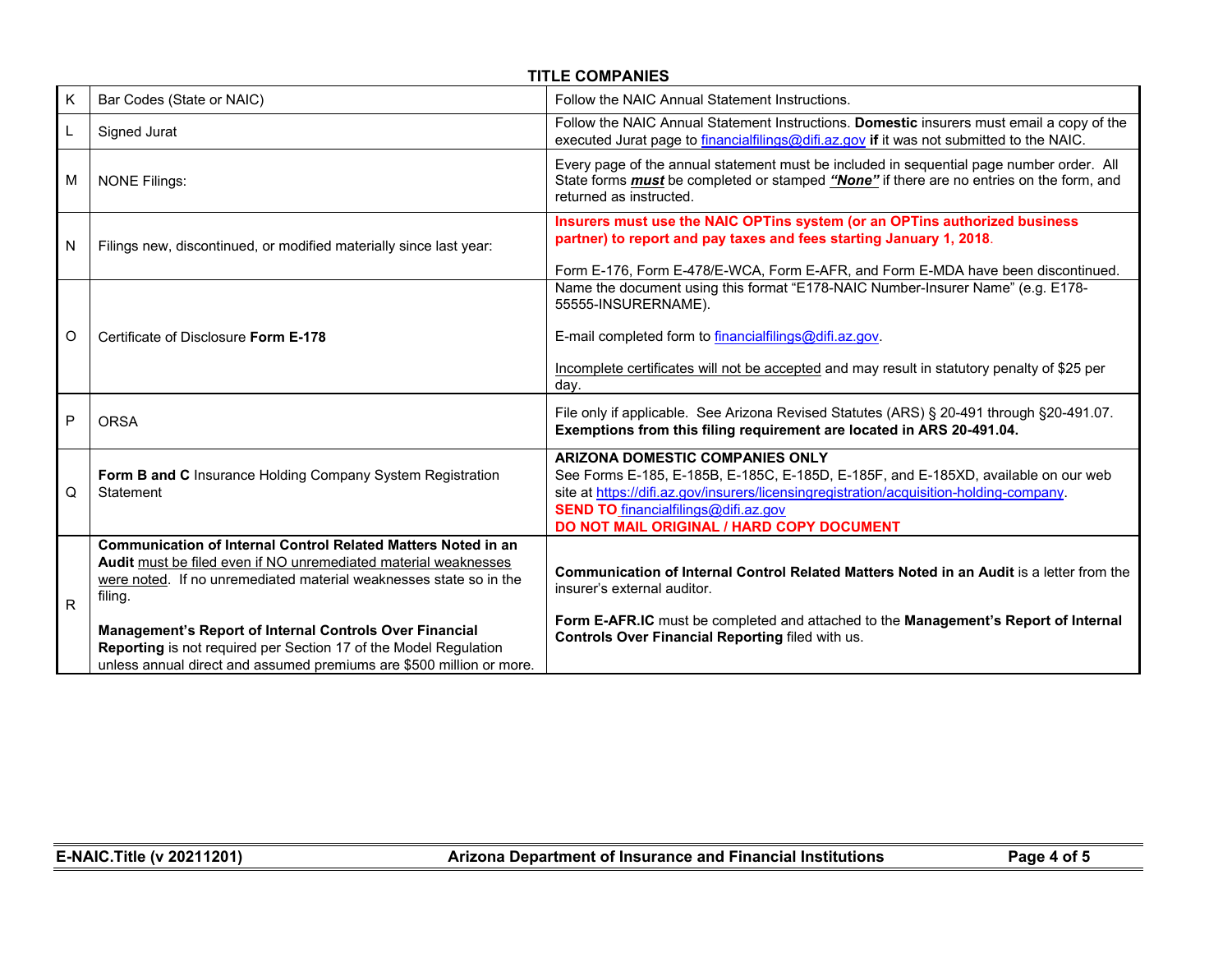**TITLE COMPANIES**

| | | |
|---|---|---|
| K | Bar Codes (State or NAIC) | Follow the NAIC Annual Statement Instructions. |
| L | Signed Jurat | Follow the NAIC Annual Statement Instructions. **Domestic** insurers must email a copy of the executed Jurat page to financialfilings@difi.az.gov **if** it was not submitted to the NAIC. |
| M | NONE Filings: | Every page of the annual statement must be included in sequential page number order. All State forms ***must*** be completed or stamped ***"None"*** if there are no entries on the form, and returned as instructed. |
| N | Filings new, discontinued, or modified materially since last year: | **Insurers must use the NAIC OPTins system (or an OPTins authorized business partner) to report and pay taxes and fees starting January 1, 2018**.<br><br>Form E-176, Form E-478/E-WCA, Form E-AFR, and Form E-MDA have been discontinued. |
| O | Certificate of Disclosure **Form E-178** | Name the document using this format "E178-NAIC Number-Insurer Name" (e.g. E178-55555-INSURERNAME).<br><br>E-mail completed form to financialfilings@difi.az.gov.<br><br>Incomplete certificates will not be accepted and may result in statutory penalty of $25 per day. |
| P | ORSA | File only if applicable. See Arizona Revised Statutes (ARS) § 20-491 through §20-491.07. **Exemptions from this filing requirement are located in ARS 20-491.04.** |
| Q | **Form B and C** Insurance Holding Company System Registration Statement | **ARIZONA DOMESTIC COMPANIES ONLY**<br>See Forms E-185, E-185B, E-185C, E-185D, E-185F, and E-185XD, available on our web site at https://difi.az.gov/insurers/licensingregistration/acquisition-holding-company.<br>**SEND TO** financialfilings@difi.az.gov<br>**DO NOT MAIL ORIGINAL / HARD COPY DOCUMENT** |
| R | **Communication of Internal Control Related Matters Noted in an Audit** must be filed even if NO unremediated material weaknesses were noted. If no unremediated material weaknesses state so in the filing.<br><br>**Management's Report of Internal Controls Over Financial Reporting** is not required per Section 17 of the Model Regulation unless annual direct and assumed premiums are $500 million or more. | **Communication of Internal Control Related Matters Noted in an Audit** is a letter from the insurer's external auditor.<br><br>**Form E-AFR.IC** must be completed and attached to the **Management's Report of Internal Controls Over Financial Reporting** filed with us. |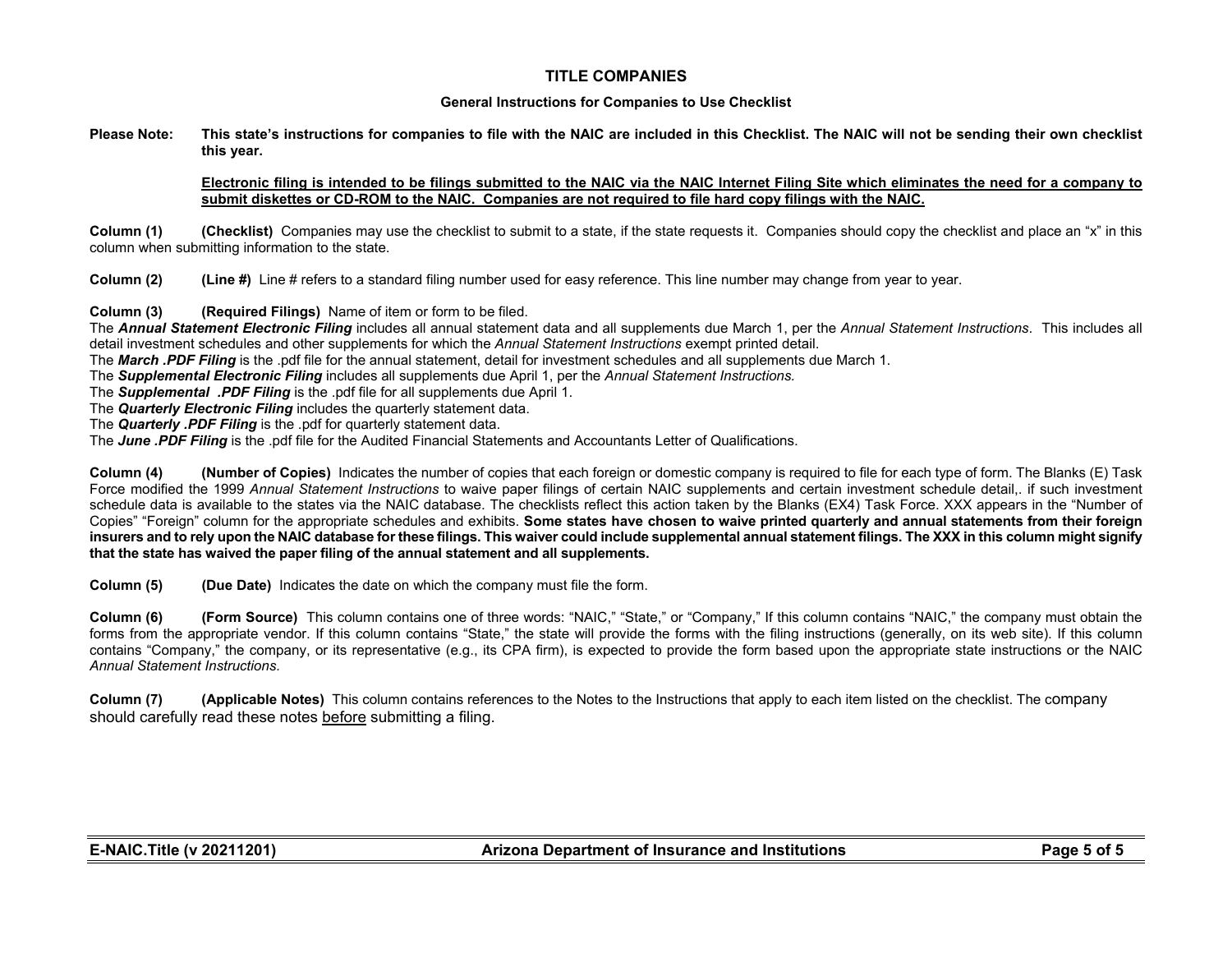# TITLE COMPANIES

## General Instructions for Companies to Use Checklist

**Please Note: This state's instructions for companies to file with the NAIC are included in this Checklist. The NAIC will not be sending their own checklist this year.**

**<u>Electronic filing is intended to be filings submitted to the NAIC via the NAIC Internet Filing Site which eliminates the need for a company to submit diskettes or CD-ROM to the NAIC. Companies are not required to file hard copy filings with the NAIC.</u>**

**Column (1) (Checklist)** Companies may use the checklist to submit to a state, if the state requests it. Companies should copy the checklist and place an "x" in this column when submitting information to the state.

**Column (2) (Line #)** Line # refers to a standard filing number used for easy reference. This line number may change from year to year.

**Column (3) (Required Filings)** Name of item or form to be filed.
The ***Annual Statement Electronic Filing*** includes all annual statement data and all supplements due March 1, per the *Annual Statement Instructions*. This includes all detail investment schedules and other supplements for which the *Annual Statement Instructions* exempt printed detail.
The ***March .PDF Filing*** is the .pdf file for the annual statement, detail for investment schedules and all supplements due March 1.
The ***Supplemental Electronic Filing*** includes all supplements due April 1, per the *Annual Statement Instructions.*
The ***Supplemental .PDF Filing*** is the .pdf file for all supplements due April 1.
The ***Quarterly Electronic Filing*** includes the quarterly statement data.
The ***Quarterly .PDF Filing*** is the .pdf for quarterly statement data.
The ***June .PDF Filing*** is the .pdf file for the Audited Financial Statements and Accountants Letter of Qualifications.

**Column (4) (Number of Copies)** Indicates the number of copies that each foreign or domestic company is required to file for each type of form. The Blanks (E) Task Force modified the 1999 *Annual Statement Instructions* to waive paper filings of certain NAIC supplements and certain investment schedule detail,. if such investment schedule data is available to the states via the NAIC database. The checklists reflect this action taken by the Blanks (EX4) Task Force. XXX appears in the "Number of Copies" "Foreign" column for the appropriate schedules and exhibits. **Some states have chosen to waive printed quarterly and annual statements from their foreign insurers and to rely upon the NAIC database for these filings. This waiver could include supplemental annual statement filings. The XXX in this column might signify that the state has waived the paper filing of the annual statement and all supplements.**

**Column (5) (Due Date)** Indicates the date on which the company must file the form.

**Column (6) (Form Source)** This column contains one of three words: "NAIC," "State," or "Company," If this column contains "NAIC," the company must obtain the forms from the appropriate vendor. If this column contains "State," the state will provide the forms with the filing instructions (generally, on its web site). If this column contains "Company," the company, or its representative (e.g., its CPA firm), is expected to provide the form based upon the appropriate state instructions or the NAIC *Annual Statement Instructions.*

**Column (7) (Applicable Notes)** This column contains references to the Notes to the Instructions that apply to each item listed on the checklist. The company should carefully read these notes <u>before</u> submitting a filing.